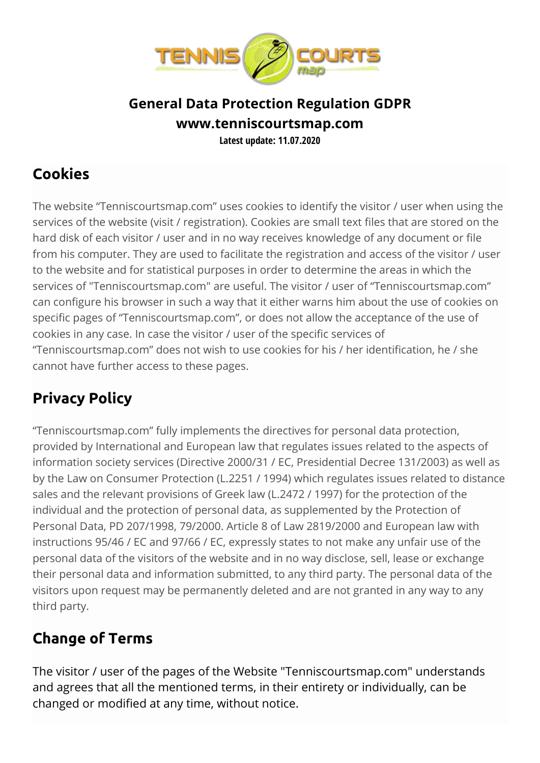# General Data Protection Regulation GDPR

## www.tenniscourtsmap.com

**Latest update: 11.07.2020**

## Cookies

The website "Tenniscourtsmap.com" uses cookies to identify the visitor / user when using the services of the website (visit / registration). Cookies are small text files that are stored on the hard disk of each visitor / user and in no way receives knowledge of any document or file from his computer. They are used to facilitate the registration and access of the visitor / user to the website and for statistical purposes in order to determine the areas in which the services of "Tenniscourtsmap.com" are useful. The visitor / user of "Tenniscourtsmap.com" can configure his browser in such a way that it either warns him about the use of cookies on specific pages of "Tenniscourtsmap.com", or does not allow the acceptance of the use of cookies in any case. In case the visitor / user of the specific services of "Tenniscourtsmap.com" does not wish to use cookies for his / her identification, he / she cannot have further access to these pages.

## Privacy Policy

"Tenniscourtsmap.com" fully implements the directives for personal data protection, provided by International and European law that regulates issues related to the aspects of information society services (Directive 2000/31 / EC, Presidential Decree 131/2003) as well as by the Law on Consumer Protection (L.2251 / 1994) which regulates issues related to distance sales and the relevant provisions of Greek law (L.2472 / 1997) for the protection of the individual and the protection of personal data, as supplemented by the Protection of Personal Data, PD 207/1998, 79/2000. Article 8 of Law 2819/2000 and European law with instructions 95/46 / EC and 97/66 / EC, expressly states to not make any unfair use of the personal data of the visitors of the website and in no way disclose, sell, lease or exchange their personal data and information submitted, to any third party. The personal data of the visitors upon request may be permanently deleted and are not granted in any way to any third party.

## Change of Terms

The visitor / user of the pages of the Website "Tenniscourtsmap.com" understands and agrees that all the mentioned terms, in their entirety or individually, can be changed or modified at any time, without notice.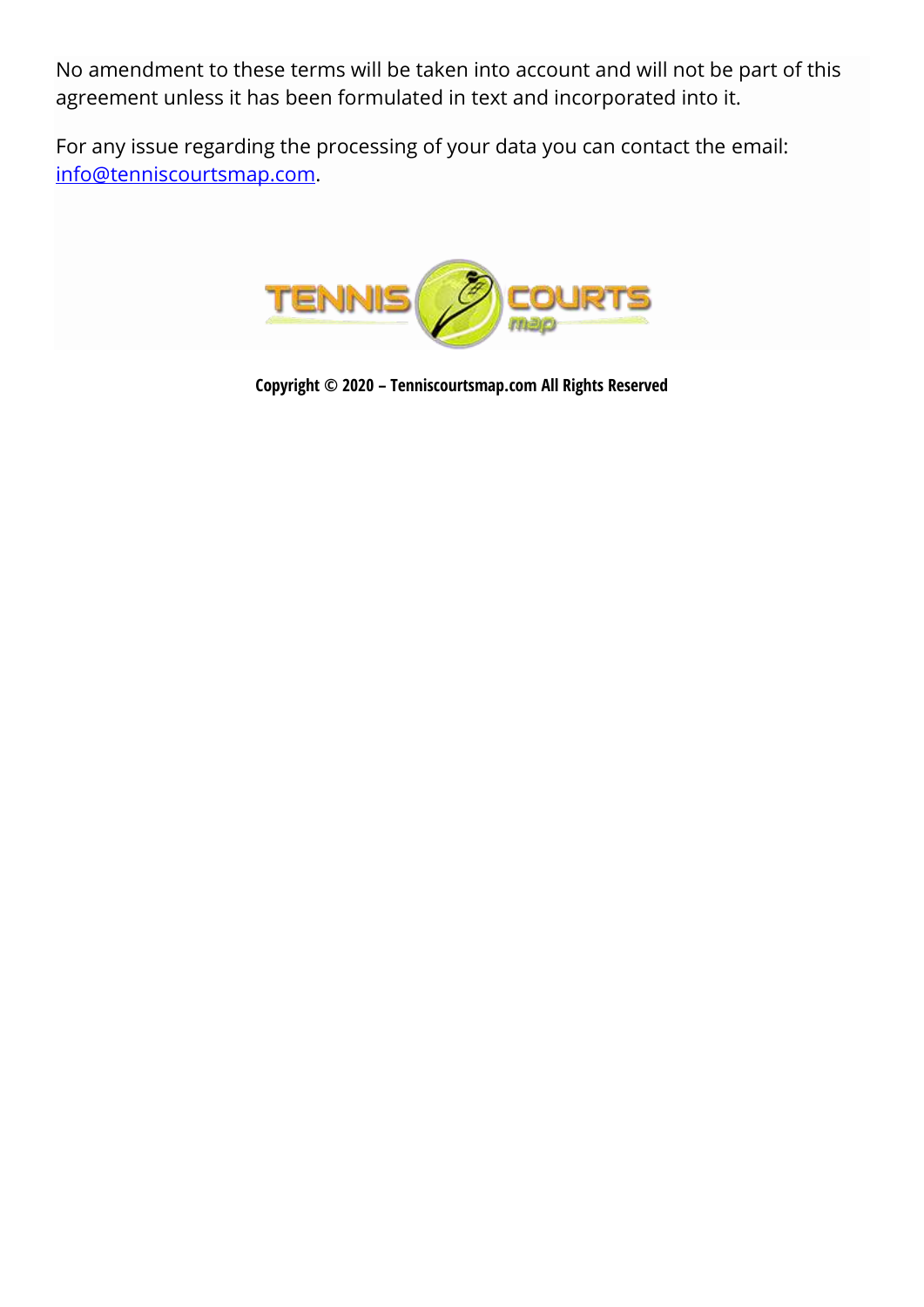No amendment to these terms will be taken into account and will not be part of this agreement unless it has been formulated in text and incorporated into it.

For any issue regarding the processing of your data you can contact the email: info@tenniscourtsmap.com.

**Copyright © 2020 – Tenniscourtsmap.com All Rights Reserved**